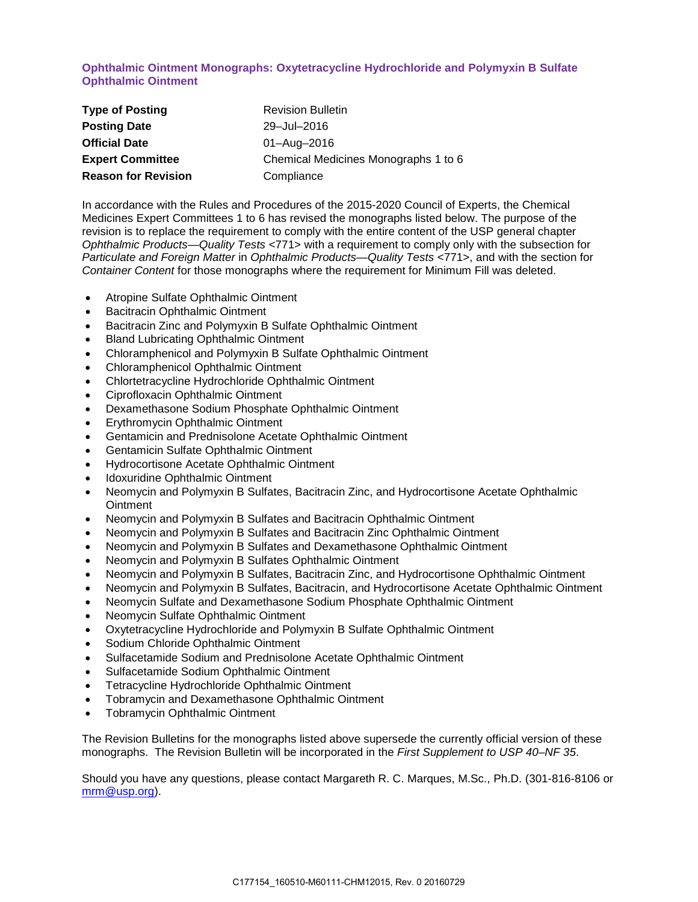# Ophthalmic Ointment Monographs: Oxytetracycline Hydrochloride and Polymyxin B Sulfate Ophthalmic Ointment

| | |
|---|---|
| **Type of Posting** | Revision Bulletin |
| **Posting Date** | 29–Jul–2016 |
| **Official Date** | 01–Aug–2016 |
| **Expert Committee** | Chemical Medicines Monographs 1 to 6 |
| **Reason for Revision** | Compliance |

In accordance with the Rules and Procedures of the 2015-2020 Council of Experts, the Chemical Medicines Expert Committees 1 to 6 has revised the monographs listed below. The purpose of the revision is to replace the requirement to comply with the entire content of the USP general chapter *Ophthalmic Products—Quality Tests* <771> with a requirement to comply only with the subsection for *Particulate and Foreign Matter* in *Ophthalmic Products—Quality Tests* <771>, and with the section for *Container Content* for those monographs where the requirement for Minimum Fill was deleted.

- Atropine Sulfate Ophthalmic Ointment
- Bacitracin Ophthalmic Ointment
- Bacitracin Zinc and Polymyxin B Sulfate Ophthalmic Ointment
- Bland Lubricating Ophthalmic Ointment
- Chloramphenicol and Polymyxin B Sulfate Ophthalmic Ointment
- Chloramphenicol Ophthalmic Ointment
- Chlortetracycline Hydrochloride Ophthalmic Ointment
- Ciprofloxacin Ophthalmic Ointment
- Dexamethasone Sodium Phosphate Ophthalmic Ointment
- Erythromycin Ophthalmic Ointment
- Gentamicin and Prednisolone Acetate Ophthalmic Ointment
- Gentamicin Sulfate Ophthalmic Ointment
- Hydrocortisone Acetate Ophthalmic Ointment
- Idoxuridine Ophthalmic Ointment
- Neomycin and Polymyxin B Sulfates, Bacitracin Zinc, and Hydrocortisone Acetate Ophthalmic Ointment
- Neomycin and Polymyxin B Sulfates and Bacitracin Ophthalmic Ointment
- Neomycin and Polymyxin B Sulfates and Bacitracin Zinc Ophthalmic Ointment
- Neomycin and Polymyxin B Sulfates and Dexamethasone Ophthalmic Ointment
- Neomycin and Polymyxin B Sulfates Ophthalmic Ointment
- Neomycin and Polymyxin B Sulfates, Bacitracin Zinc, and Hydrocortisone Ophthalmic Ointment
- Neomycin and Polymyxin B Sulfates, Bacitracin, and Hydrocortisone Acetate Ophthalmic Ointment
- Neomycin Sulfate and Dexamethasone Sodium Phosphate Ophthalmic Ointment
- Neomycin Sulfate Ophthalmic Ointment
- Oxytetracycline Hydrochloride and Polymyxin B Sulfate Ophthalmic Ointment
- Sodium Chloride Ophthalmic Ointment
- Sulfacetamide Sodium and Prednisolone Acetate Ophthalmic Ointment
- Sulfacetamide Sodium Ophthalmic Ointment
- Tetracycline Hydrochloride Ophthalmic Ointment
- Tobramycin and Dexamethasone Ophthalmic Ointment
- Tobramycin Ophthalmic Ointment

The Revision Bulletins for the monographs listed above supersede the currently official version of these monographs. The Revision Bulletin will be incorporated in the *First Supplement to USP 40–NF 35*.

Should you have any questions, please contact Margareth R. C. Marques, M.Sc., Ph.D. (301-816-8106 or mrm@usp.org).

C177154_160510-M60111-CHM12015, Rev. 0 20160729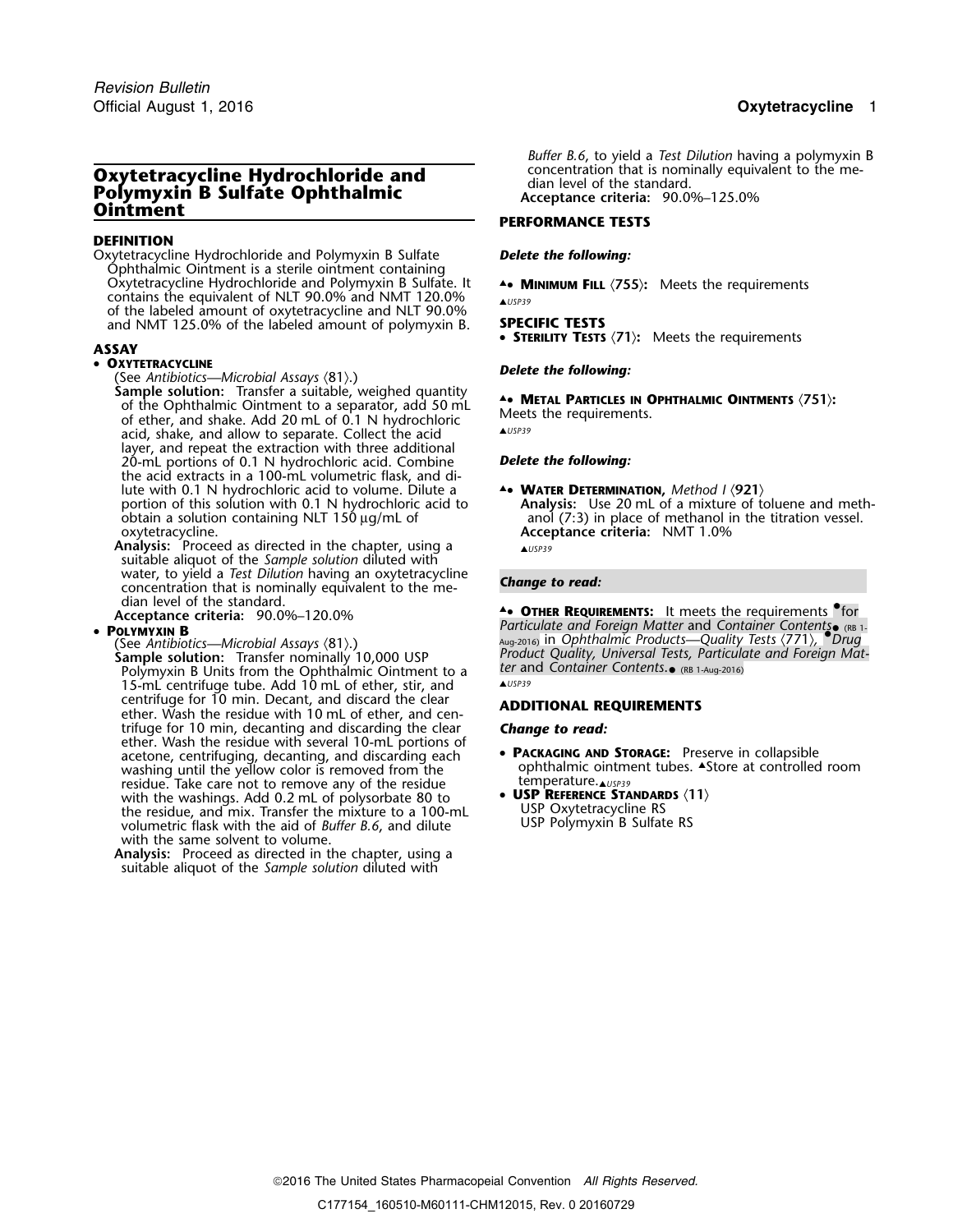# Oxytetracycline Hydrochloride and Polymyxin B Sulfate Ophthalmic Ointment

## DEFINITION

Oxytetracycline Hydrochloride and Polymyxin B Sulfate Ophthalmic Ointment is a sterile ointment containing Oxytetracycline Hydrochloride and Polymyxin B Sulfate. It contains the equivalent of NLT 90.0% and NMT 120.0% of the labeled amount of oxytetracycline and NLT 90.0% and NMT 125.0% of the labeled amount of polymyxin B.

## ASSAY

- **Oxytetracycline**

  (See *Antibiotics—Microbial Assays* ⟨81⟩.)

  **Sample solution:** Transfer a suitable, weighed quantity of the Ophthalmic Ointment to a separator, add 50 mL of ether, and shake. Add 20 mL of 0.1 N hydrochloric acid, shake, and allow to separate. Collect the acid layer, and repeat the extraction with three additional 20-mL portions of 0.1 N hydrochloric acid. Combine the acid extracts in a 100-mL volumetric flask, and dilute with 0.1 N hydrochloric acid to volume. Dilute a portion of this solution with 0.1 N hydrochloric acid to obtain a solution containing NLT 150 µg/mL of oxytetracycline.

  **Analysis:** Proceed as directed in the chapter, using a suitable aliquot of the *Sample solution* diluted with water, to yield a *Test Dilution* having an oxytetracycline concentration that is nominally equivalent to the median level of the standard.

  **Acceptance criteria:** 90.0%–120.0%

- **Polymyxin B**

  (See *Antibiotics—Microbial Assays* ⟨81⟩.)

  **Sample solution:** Transfer nominally 10,000 USP Polymyxin B Units from the Ophthalmic Ointment to a 15-mL centrifuge tube. Add 10 mL of ether, stir, and centrifuge for 10 min. Decant, and discard the clear ether. Wash the residue with 10 mL of ether, and centrifuge for 10 min, decanting and discarding the clear ether. Wash the residue with several 10-mL portions of acetone, centrifuging, decanting, and discarding each washing until the yellow color is removed from the residue. Take care not to remove any of the residue with the washings. Add 0.2 mL of polysorbate 80 to the residue, and mix. Transfer the mixture to a 100-mL volumetric flask with the aid of *Buffer B.6*, and dilute with the same solvent to volume.

  **Analysis:** Proceed as directed in the chapter, using a suitable aliquot of the *Sample solution* diluted with *Buffer B.6*, to yield a *Test Dilution* having a polymyxin B concentration that is nominally equivalent to the median level of the standard.

  **Acceptance criteria:** 90.0%–125.0%

## PERFORMANCE TESTS

***Delete the following:***

▲• **Minimum Fill** ⟨755⟩: Meets the requirements ▲USP39

## SPECIFIC TESTS

- **Sterility Tests** ⟨71⟩: Meets the requirements

***Delete the following:***

▲• **Metal Particles in Ophthalmic Ointments** ⟨751⟩: Meets the requirements. ▲USP39

***Delete the following:***

▲• **Water Determination,** *Method I* ⟨921⟩

  **Analysis:** Use 20 mL of a mixture of toluene and methanol (7:3) in place of methanol in the titration vessel.

  **Acceptance criteria:** NMT 1.0% ▲USP39

***Change to read:***

▲• **Other Requirements:** It meets the requirements •for *Particulate and Foreign Matter* and *Container Contents*• (RB 1-Aug-2016) in *Ophthalmic Products—Quality Tests* ⟨771⟩, •*Drug Product Quality, Universal Tests, Particulate and Foreign Matter* and *Container Contents*.• (RB 1-Aug-2016) ▲USP39

## ADDITIONAL REQUIREMENTS

***Change to read:***

- **Packaging and Storage:** Preserve in collapsible ophthalmic ointment tubes. ▲Store at controlled room temperature.▲USP39
- **USP Reference Standards** ⟨11⟩

  USP Oxytetracycline RS

  USP Polymyxin B Sulfate RS